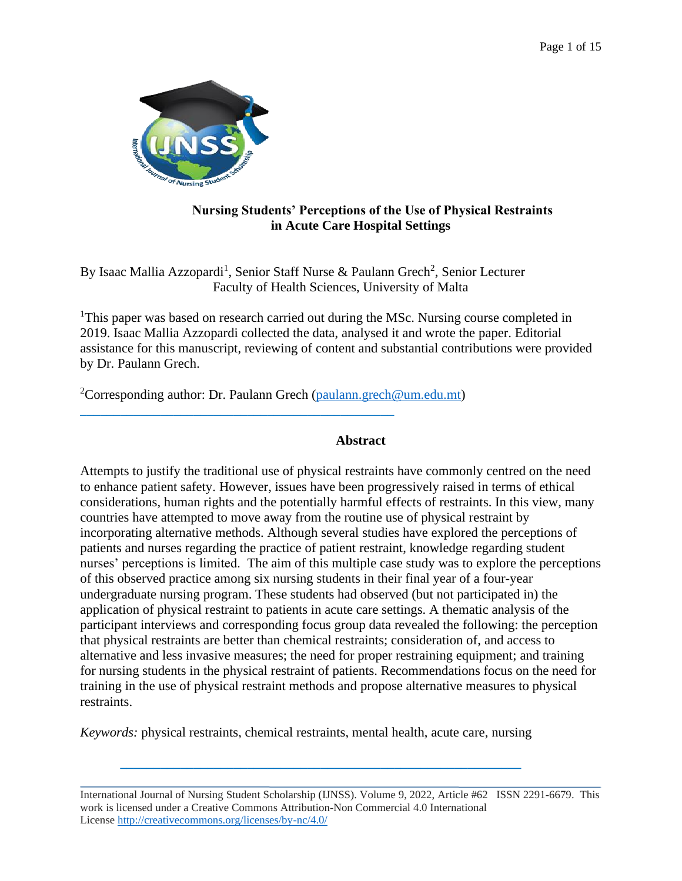# Nursing Students' Perceptions of the Use of Physical Restraints in Acute Care Hospital Settings

By Isaac Mallia Azzopardi[1], Senior Staff Nurse & Paulann Grech[2], Senior Lecturer
Faculty of Health Sciences, University of Malta

[1]This paper was based on research carried out during the MSc. Nursing course completed in 2019. Isaac Mallia Azzopardi collected the data, analysed it and wrote the paper. Editorial assistance for this manuscript, reviewing of content and substantial contributions were provided by Dr. Paulann Grech.

[2]Corresponding author: Dr. Paulann Grech (paulann.grech@um.edu.mt)

## Abstract

Attempts to justify the traditional use of physical restraints have commonly centred on the need to enhance patient safety. However, issues have been progressively raised in terms of ethical considerations, human rights and the potentially harmful effects of restraints. In this view, many countries have attempted to move away from the routine use of physical restraint by incorporating alternative methods. Although several studies have explored the perceptions of patients and nurses regarding the practice of patient restraint, knowledge regarding student nurses' perceptions is limited. The aim of this multiple case study was to explore the perceptions of this observed practice among six nursing students in their final year of a four-year undergraduate nursing program. These students had observed (but not participated in) the application of physical restraint to patients in acute care settings. A thematic analysis of the participant interviews and corresponding focus group data revealed the following: the perception that physical restraints are better than chemical restraints; consideration of, and access to alternative and less invasive measures; the need for proper restraining equipment; and training for nursing students in the physical restraint of patients. Recommendations focus on the need for training in the use of physical restraint methods and propose alternative measures to physical restraints.

*Keywords:* physical restraints, chemical restraints, mental health, acute care, nursing

International Journal of Nursing Student Scholarship (IJNSS). Volume 9, 2022, Article #62 ISSN 2291-6679. This work is licensed under a Creative Commons Attribution-Non Commercial 4.0 International License http://creativecommons.org/licenses/by-nc/4.0/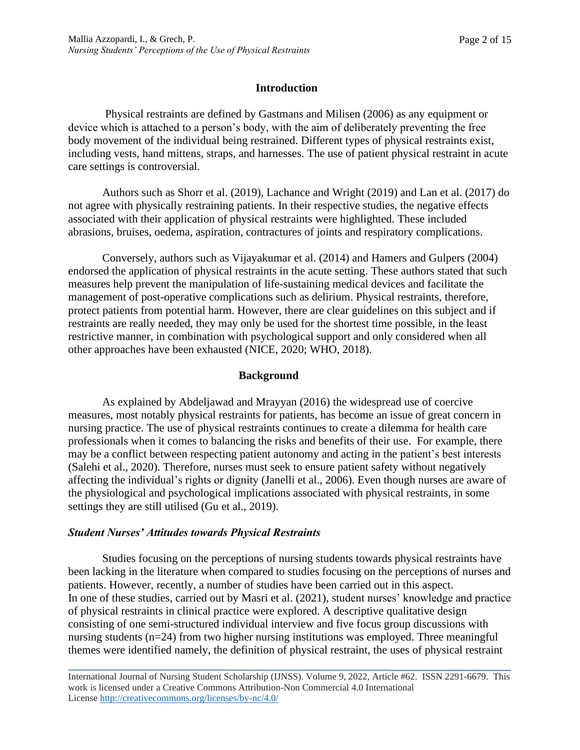## Introduction

Physical restraints are defined by Gastmans and Milisen (2006) as any equipment or device which is attached to a person's body, with the aim of deliberately preventing the free body movement of the individual being restrained. Different types of physical restraints exist, including vests, hand mittens, straps, and harnesses. The use of patient physical restraint in acute care settings is controversial.

Authors such as Shorr et al. (2019), Lachance and Wright (2019) and Lan et al. (2017) do not agree with physically restraining patients. In their respective studies, the negative effects associated with their application of physical restraints were highlighted. These included abrasions, bruises, oedema, aspiration, contractures of joints and respiratory complications.

Conversely, authors such as Vijayakumar et al. (2014) and Hamers and Gulpers (2004) endorsed the application of physical restraints in the acute setting. These authors stated that such measures help prevent the manipulation of life-sustaining medical devices and facilitate the management of post-operative complications such as delirium. Physical restraints, therefore, protect patients from potential harm. However, there are clear guidelines on this subject and if restraints are really needed, they may only be used for the shortest time possible, in the least restrictive manner, in combination with psychological support and only considered when all other approaches have been exhausted (NICE, 2020; WHO, 2018).

## Background

As explained by Abdeljawad and Mrayyan (2016) the widespread use of coercive measures, most notably physical restraints for patients, has become an issue of great concern in nursing practice. The use of physical restraints continues to create a dilemma for health care professionals when it comes to balancing the risks and benefits of their use. For example, there may be a conflict between respecting patient autonomy and acting in the patient's best interests (Salehi et al., 2020). Therefore, nurses must seek to ensure patient safety without negatively affecting the individual's rights or dignity (Janelli et al., 2006). Even though nurses are aware of the physiological and psychological implications associated with physical restraints, in some settings they are still utilised (Gu et al., 2019).

### *Student Nurses' Attitudes towards Physical Restraints*

Studies focusing on the perceptions of nursing students towards physical restraints have been lacking in the literature when compared to studies focusing on the perceptions of nurses and patients. However, recently, a number of studies have been carried out in this aspect. In one of these studies, carried out by Masri et al. (2021), student nurses' knowledge and practice of physical restraints in clinical practice were explored. A descriptive qualitative design consisting of one semi-structured individual interview and five focus group discussions with nursing students (n=24) from two higher nursing institutions was employed. Three meaningful themes were identified namely, the definition of physical restraint, the uses of physical restraint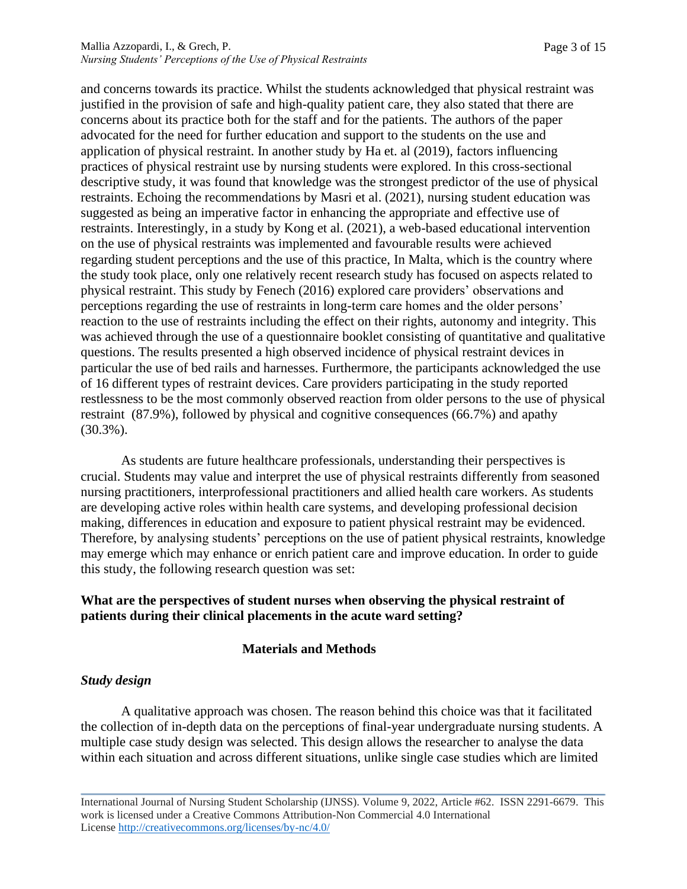and concerns towards its practice. Whilst the students acknowledged that physical restraint was justified in the provision of safe and high-quality patient care, they also stated that there are concerns about its practice both for the staff and for the patients. The authors of the paper advocated for the need for further education and support to the students on the use and application of physical restraint. In another study by Ha et. al (2019), factors influencing practices of physical restraint use by nursing students were explored. In this cross-sectional descriptive study, it was found that knowledge was the strongest predictor of the use of physical restraints. Echoing the recommendations by Masri et al. (2021), nursing student education was suggested as being an imperative factor in enhancing the appropriate and effective use of restraints. Interestingly, in a study by Kong et al. (2021), a web-based educational intervention on the use of physical restraints was implemented and favourable results were achieved regarding student perceptions and the use of this practice, In Malta, which is the country where the study took place, only one relatively recent research study has focused on aspects related to physical restraint. This study by Fenech (2016) explored care providers' observations and perceptions regarding the use of restraints in long-term care homes and the older persons' reaction to the use of restraints including the effect on their rights, autonomy and integrity. This was achieved through the use of a questionnaire booklet consisting of quantitative and qualitative questions. The results presented a high observed incidence of physical restraint devices in particular the use of bed rails and harnesses. Furthermore, the participants acknowledged the use of 16 different types of restraint devices. Care providers participating in the study reported restlessness to be the most commonly observed reaction from older persons to the use of physical restraint (87.9%), followed by physical and cognitive consequences (66.7%) and apathy (30.3%).

As students are future healthcare professionals, understanding their perspectives is crucial. Students may value and interpret the use of physical restraints differently from seasoned nursing practitioners, interprofessional practitioners and allied health care workers. As students are developing active roles within health care systems, and developing professional decision making, differences in education and exposure to patient physical restraint may be evidenced. Therefore, by analysing students' perceptions on the use of patient physical restraints, knowledge may emerge which may enhance or enrich patient care and improve education. In order to guide this study, the following research question was set:

**What are the perspectives of student nurses when observing the physical restraint of patients during their clinical placements in the acute ward setting?**

## Materials and Methods

### *Study design*

A qualitative approach was chosen. The reason behind this choice was that it facilitated the collection of in-depth data on the perceptions of final-year undergraduate nursing students. A multiple case study design was selected. This design allows the researcher to analyse the data within each situation and across different situations, unlike single case studies which are limited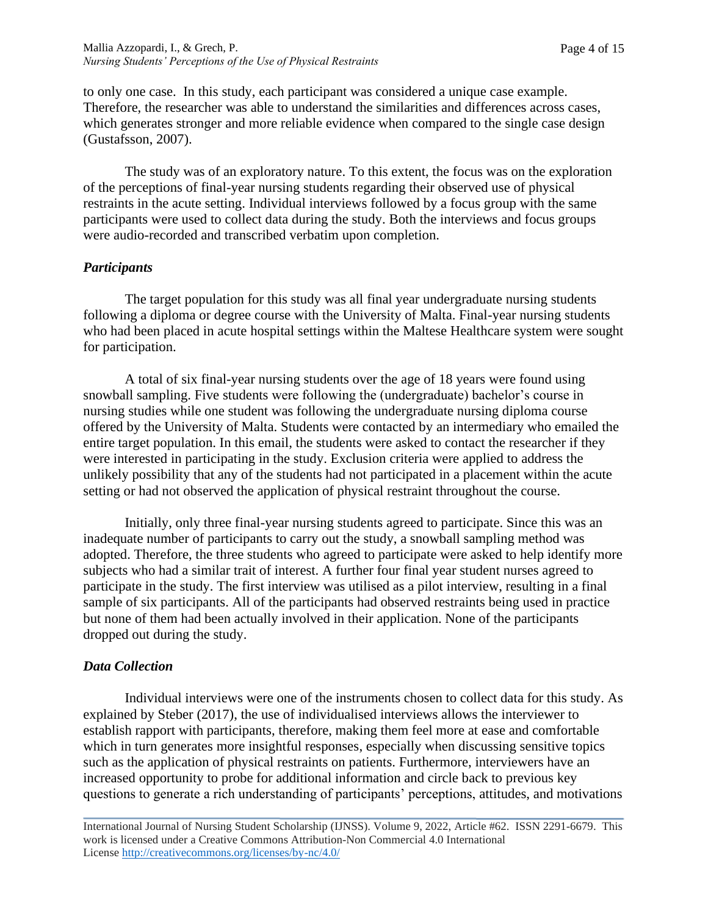to only one case. In this study, each participant was considered a unique case example. Therefore, the researcher was able to understand the similarities and differences across cases, which generates stronger and more reliable evidence when compared to the single case design (Gustafsson, 2007).

The study was of an exploratory nature. To this extent, the focus was on the exploration of the perceptions of final-year nursing students regarding their observed use of physical restraints in the acute setting. Individual interviews followed by a focus group with the same participants were used to collect data during the study. Both the interviews and focus groups were audio-recorded and transcribed verbatim upon completion.

### *Participants*

The target population for this study was all final year undergraduate nursing students following a diploma or degree course with the University of Malta. Final-year nursing students who had been placed in acute hospital settings within the Maltese Healthcare system were sought for participation.

A total of six final-year nursing students over the age of 18 years were found using snowball sampling. Five students were following the (undergraduate) bachelor's course in nursing studies while one student was following the undergraduate nursing diploma course offered by the University of Malta. Students were contacted by an intermediary who emailed the entire target population. In this email, the students were asked to contact the researcher if they were interested in participating in the study. Exclusion criteria were applied to address the unlikely possibility that any of the students had not participated in a placement within the acute setting or had not observed the application of physical restraint throughout the course.

Initially, only three final-year nursing students agreed to participate. Since this was an inadequate number of participants to carry out the study, a snowball sampling method was adopted. Therefore, the three students who agreed to participate were asked to help identify more subjects who had a similar trait of interest. A further four final year student nurses agreed to participate in the study. The first interview was utilised as a pilot interview, resulting in a final sample of six participants. All of the participants had observed restraints being used in practice but none of them had been actually involved in their application. None of the participants dropped out during the study.

### *Data Collection*

Individual interviews were one of the instruments chosen to collect data for this study. As explained by Steber (2017), the use of individualised interviews allows the interviewer to establish rapport with participants, therefore, making them feel more at ease and comfortable which in turn generates more insightful responses, especially when discussing sensitive topics such as the application of physical restraints on patients. Furthermore, interviewers have an increased opportunity to probe for additional information and circle back to previous key questions to generate a rich understanding of participants' perceptions, attitudes, and motivations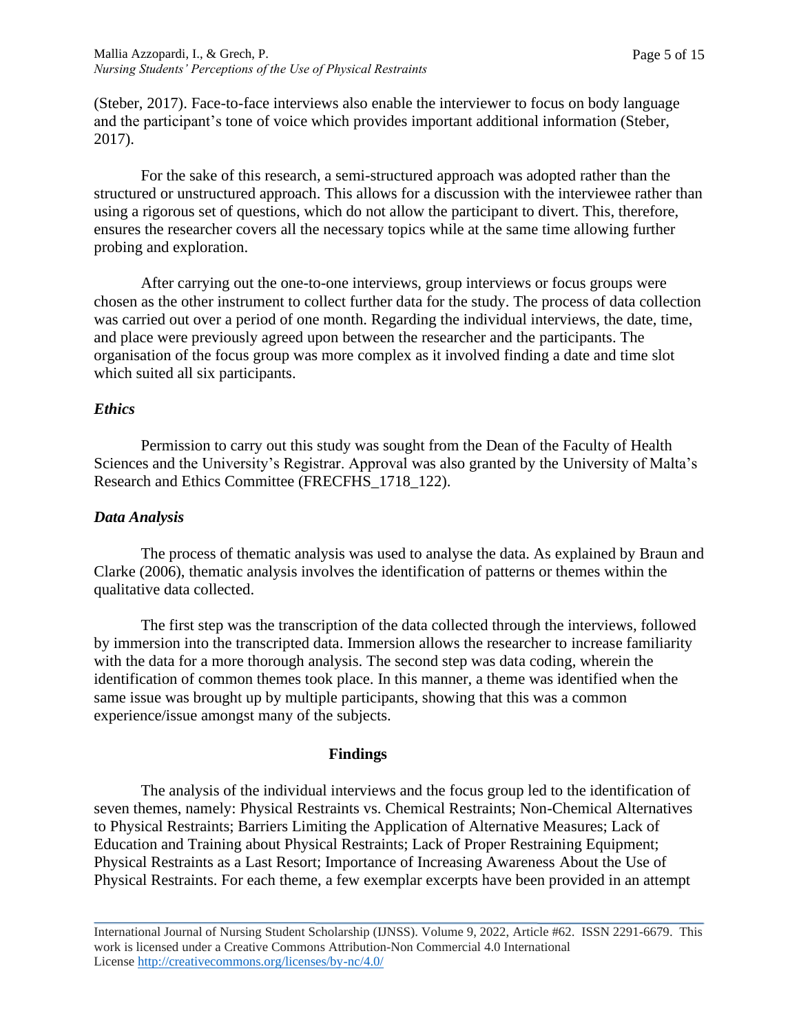(Steber, 2017). Face-to-face interviews also enable the interviewer to focus on body language and the participant's tone of voice which provides important additional information (Steber, 2017).

For the sake of this research, a semi-structured approach was adopted rather than the structured or unstructured approach. This allows for a discussion with the interviewee rather than using a rigorous set of questions, which do not allow the participant to divert. This, therefore, ensures the researcher covers all the necessary topics while at the same time allowing further probing and exploration.

After carrying out the one-to-one interviews, group interviews or focus groups were chosen as the other instrument to collect further data for the study. The process of data collection was carried out over a period of one month. Regarding the individual interviews, the date, time, and place were previously agreed upon between the researcher and the participants. The organisation of the focus group was more complex as it involved finding a date and time slot which suited all six participants.

### *Ethics*

Permission to carry out this study was sought from the Dean of the Faculty of Health Sciences and the University's Registrar. Approval was also granted by the University of Malta's Research and Ethics Committee (FRECFHS_1718_122).

### *Data Analysis*

The process of thematic analysis was used to analyse the data. As explained by Braun and Clarke (2006), thematic analysis involves the identification of patterns or themes within the qualitative data collected.

The first step was the transcription of the data collected through the interviews, followed by immersion into the transcripted data. Immersion allows the researcher to increase familiarity with the data for a more thorough analysis. The second step was data coding, wherein the identification of common themes took place. In this manner, a theme was identified when the same issue was brought up by multiple participants, showing that this was a common experience/issue amongst many of the subjects.

## Findings

The analysis of the individual interviews and the focus group led to the identification of seven themes, namely: Physical Restraints vs. Chemical Restraints; Non-Chemical Alternatives to Physical Restraints; Barriers Limiting the Application of Alternative Measures; Lack of Education and Training about Physical Restraints; Lack of Proper Restraining Equipment; Physical Restraints as a Last Resort; Importance of Increasing Awareness About the Use of Physical Restraints. For each theme, a few exemplar excerpts have been provided in an attempt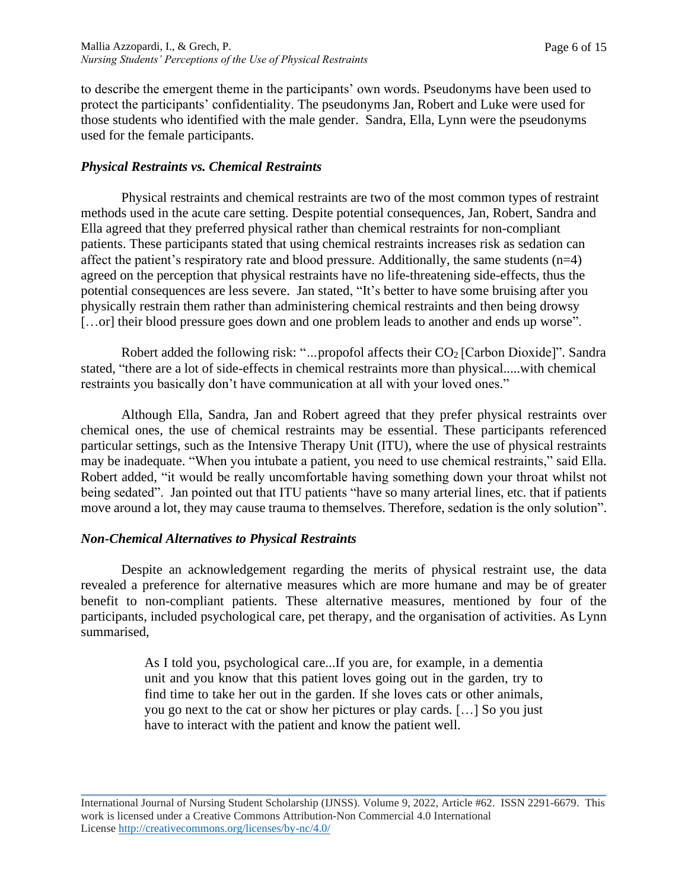to describe the emergent theme in the participants' own words. Pseudonyms have been used to protect the participants' confidentiality. The pseudonyms Jan, Robert and Luke were used for those students who identified with the male gender. Sandra, Ella, Lynn were the pseudonyms used for the female participants.

### *Physical Restraints vs. Chemical Restraints*

Physical restraints and chemical restraints are two of the most common types of restraint methods used in the acute care setting. Despite potential consequences, Jan, Robert, Sandra and Ella agreed that they preferred physical rather than chemical restraints for non-compliant patients. These participants stated that using chemical restraints increases risk as sedation can affect the patient's respiratory rate and blood pressure. Additionally, the same students (n=4) agreed on the perception that physical restraints have no life-threatening side-effects, thus the potential consequences are less severe. Jan stated, "It's better to have some bruising after you physically restrain them rather than administering chemical restraints and then being drowsy […or] their blood pressure goes down and one problem leads to another and ends up worse".

Robert added the following risk: "...propofol affects their $CO_2$ [Carbon Dioxide]". Sandra stated, "there are a lot of side-effects in chemical restraints more than physical.....with chemical restraints you basically don't have communication at all with your loved ones."

Although Ella, Sandra, Jan and Robert agreed that they prefer physical restraints over chemical ones, the use of chemical restraints may be essential. These participants referenced particular settings, such as the Intensive Therapy Unit (ITU), where the use of physical restraints may be inadequate. "When you intubate a patient, you need to use chemical restraints," said Ella. Robert added, "it would be really uncomfortable having something down your throat whilst not being sedated". Jan pointed out that ITU patients "have so many arterial lines, etc. that if patients move around a lot, they may cause trauma to themselves. Therefore, sedation is the only solution".

### *Non-Chemical Alternatives to Physical Restraints*

Despite an acknowledgement regarding the merits of physical restraint use, the data revealed a preference for alternative measures which are more humane and may be of greater benefit to non-compliant patients. These alternative measures, mentioned by four of the participants, included psychological care, pet therapy, and the organisation of activities. As Lynn summarised,

> As I told you, psychological care...If you are, for example, in a dementia unit and you know that this patient loves going out in the garden, try to find time to take her out in the garden. If she loves cats or other animals, you go next to the cat or show her pictures or play cards. […] So you just have to interact with the patient and know the patient well.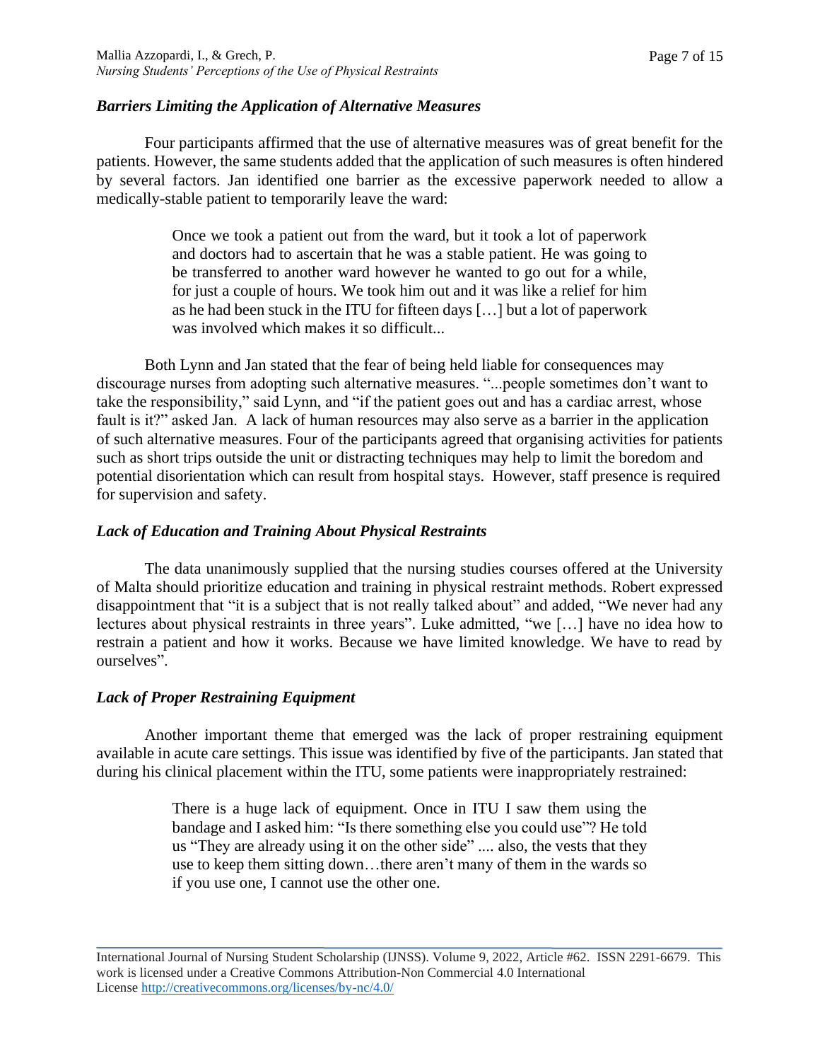### *Barriers Limiting the Application of Alternative Measures*

Four participants affirmed that the use of alternative measures was of great benefit for the patients. However, the same students added that the application of such measures is often hindered by several factors. Jan identified one barrier as the excessive paperwork needed to allow a medically-stable patient to temporarily leave the ward:

> Once we took a patient out from the ward, but it took a lot of paperwork and doctors had to ascertain that he was a stable patient. He was going to be transferred to another ward however he wanted to go out for a while, for just a couple of hours. We took him out and it was like a relief for him as he had been stuck in the ITU for fifteen days […] but a lot of paperwork was involved which makes it so difficult...

Both Lynn and Jan stated that the fear of being held liable for consequences may discourage nurses from adopting such alternative measures. "...people sometimes don't want to take the responsibility," said Lynn, and "if the patient goes out and has a cardiac arrest, whose fault is it?" asked Jan. A lack of human resources may also serve as a barrier in the application of such alternative measures. Four of the participants agreed that organising activities for patients such as short trips outside the unit or distracting techniques may help to limit the boredom and potential disorientation which can result from hospital stays. However, staff presence is required for supervision and safety.

### *Lack of Education and Training About Physical Restraints*

The data unanimously supplied that the nursing studies courses offered at the University of Malta should prioritize education and training in physical restraint methods. Robert expressed disappointment that "it is a subject that is not really talked about" and added, "We never had any lectures about physical restraints in three years". Luke admitted, "we […] have no idea how to restrain a patient and how it works. Because we have limited knowledge. We have to read by ourselves".

### *Lack of Proper Restraining Equipment*

Another important theme that emerged was the lack of proper restraining equipment available in acute care settings. This issue was identified by five of the participants. Jan stated that during his clinical placement within the ITU, some patients were inappropriately restrained:

> There is a huge lack of equipment. Once in ITU I saw them using the bandage and I asked him: "Is there something else you could use"? He told us "They are already using it on the other side" .... also, the vests that they use to keep them sitting down…there aren't many of them in the wards so if you use one, I cannot use the other one.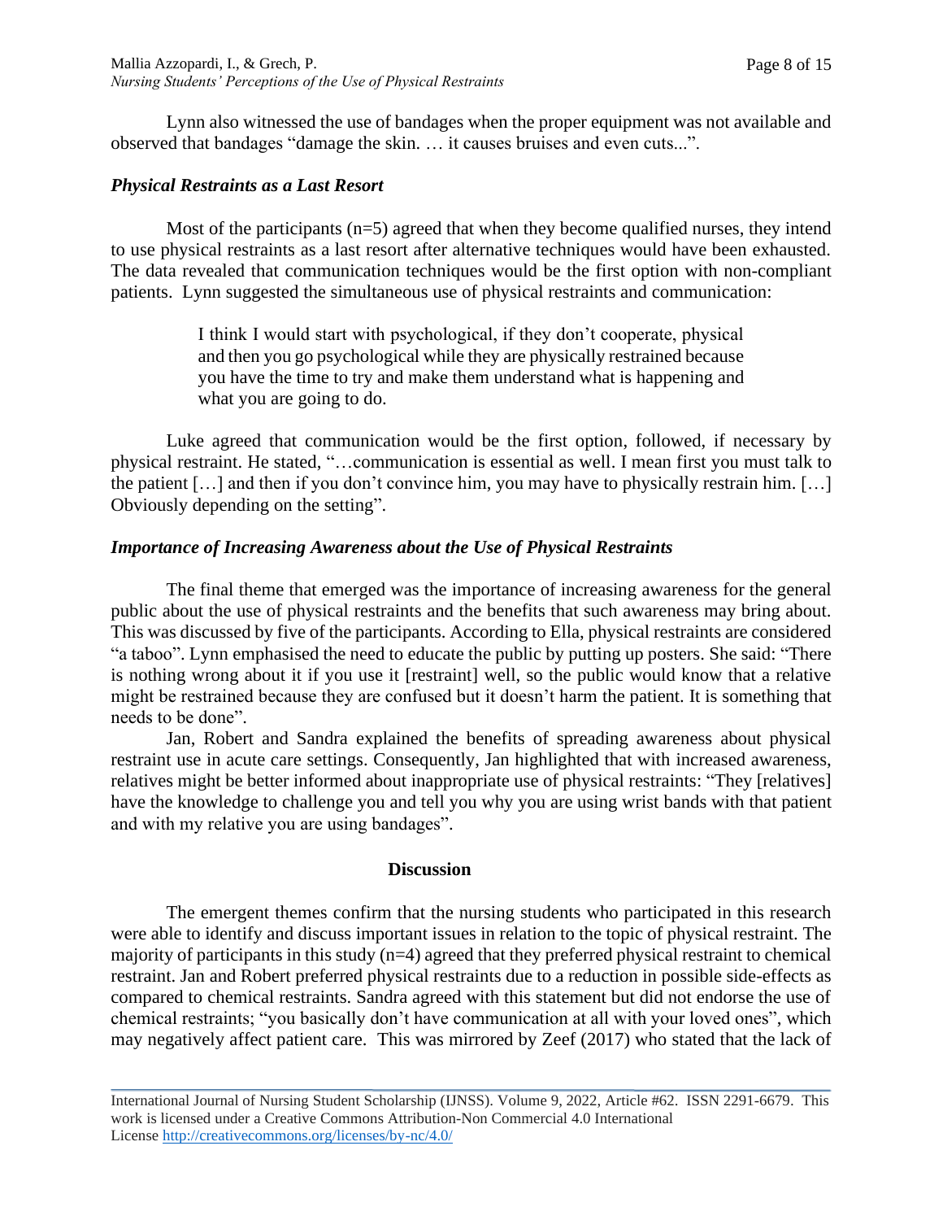Lynn also witnessed the use of bandages when the proper equipment was not available and observed that bandages "damage the skin. … it causes bruises and even cuts...".

### *Physical Restraints as a Last Resort*

Most of the participants (n=5) agreed that when they become qualified nurses, they intend to use physical restraints as a last resort after alternative techniques would have been exhausted. The data revealed that communication techniques would be the first option with non-compliant patients. Lynn suggested the simultaneous use of physical restraints and communication:

> I think I would start with psychological, if they don't cooperate, physical and then you go psychological while they are physically restrained because you have the time to try and make them understand what is happening and what you are going to do.

Luke agreed that communication would be the first option, followed, if necessary by physical restraint. He stated, "…communication is essential as well. I mean first you must talk to the patient […] and then if you don't convince him, you may have to physically restrain him. […] Obviously depending on the setting".

### *Importance of Increasing Awareness about the Use of Physical Restraints*

The final theme that emerged was the importance of increasing awareness for the general public about the use of physical restraints and the benefits that such awareness may bring about. This was discussed by five of the participants. According to Ella, physical restraints are considered "a taboo". Lynn emphasised the need to educate the public by putting up posters. She said: "There is nothing wrong about it if you use it [restraint] well, so the public would know that a relative might be restrained because they are confused but it doesn't harm the patient. It is something that needs to be done".

Jan, Robert and Sandra explained the benefits of spreading awareness about physical restraint use in acute care settings. Consequently, Jan highlighted that with increased awareness, relatives might be better informed about inappropriate use of physical restraints: "They [relatives] have the knowledge to challenge you and tell you why you are using wrist bands with that patient and with my relative you are using bandages".

## Discussion

The emergent themes confirm that the nursing students who participated in this research were able to identify and discuss important issues in relation to the topic of physical restraint. The majority of participants in this study (n=4) agreed that they preferred physical restraint to chemical restraint. Jan and Robert preferred physical restraints due to a reduction in possible side-effects as compared to chemical restraints. Sandra agreed with this statement but did not endorse the use of chemical restraints; "you basically don't have communication at all with your loved ones", which may negatively affect patient care. This was mirrored by Zeef (2017) who stated that the lack of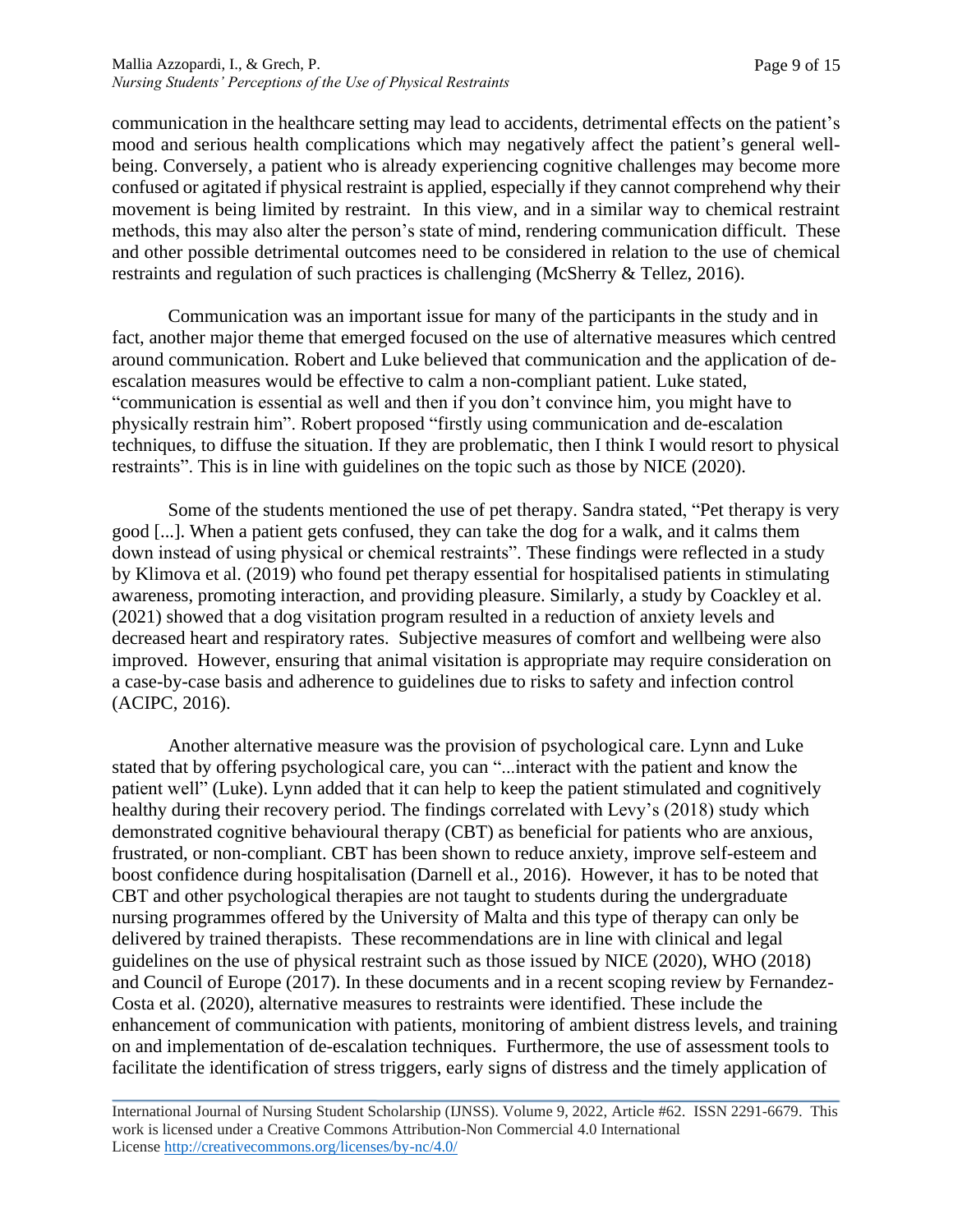communication in the healthcare setting may lead to accidents, detrimental effects on the patient's mood and serious health complications which may negatively affect the patient's general well-being. Conversely, a patient who is already experiencing cognitive challenges may become more confused or agitated if physical restraint is applied, especially if they cannot comprehend why their movement is being limited by restraint. In this view, and in a similar way to chemical restraint methods, this may also alter the person's state of mind, rendering communication difficult. These and other possible detrimental outcomes need to be considered in relation to the use of chemical restraints and regulation of such practices is challenging (McSherry & Tellez, 2016).

Communication was an important issue for many of the participants in the study and in fact, another major theme that emerged focused on the use of alternative measures which centred around communication. Robert and Luke believed that communication and the application of de-escalation measures would be effective to calm a non-compliant patient. Luke stated, "communication is essential as well and then if you don't convince him, you might have to physically restrain him". Robert proposed "firstly using communication and de-escalation techniques, to diffuse the situation. If they are problematic, then I think I would resort to physical restraints". This is in line with guidelines on the topic such as those by NICE (2020).

Some of the students mentioned the use of pet therapy. Sandra stated, "Pet therapy is very good [...]. When a patient gets confused, they can take the dog for a walk, and it calms them down instead of using physical or chemical restraints". These findings were reflected in a study by Klimova et al. (2019) who found pet therapy essential for hospitalised patients in stimulating awareness, promoting interaction, and providing pleasure. Similarly, a study by Coackley et al. (2021) showed that a dog visitation program resulted in a reduction of anxiety levels and decreased heart and respiratory rates. Subjective measures of comfort and wellbeing were also improved. However, ensuring that animal visitation is appropriate may require consideration on a case-by-case basis and adherence to guidelines due to risks to safety and infection control (ACIPC, 2016).

Another alternative measure was the provision of psychological care. Lynn and Luke stated that by offering psychological care, you can "...interact with the patient and know the patient well" (Luke). Lynn added that it can help to keep the patient stimulated and cognitively healthy during their recovery period. The findings correlated with Levy's (2018) study which demonstrated cognitive behavioural therapy (CBT) as beneficial for patients who are anxious, frustrated, or non-compliant. CBT has been shown to reduce anxiety, improve self-esteem and boost confidence during hospitalisation (Darnell et al., 2016). However, it has to be noted that CBT and other psychological therapies are not taught to students during the undergraduate nursing programmes offered by the University of Malta and this type of therapy can only be delivered by trained therapists. These recommendations are in line with clinical and legal guidelines on the use of physical restraint such as those issued by NICE (2020), WHO (2018) and Council of Europe (2017). In these documents and in a recent scoping review by Fernandez-Costa et al. (2020), alternative measures to restraints were identified. These include the enhancement of communication with patients, monitoring of ambient distress levels, and training on and implementation of de-escalation techniques. Furthermore, the use of assessment tools to facilitate the identification of stress triggers, early signs of distress and the timely application of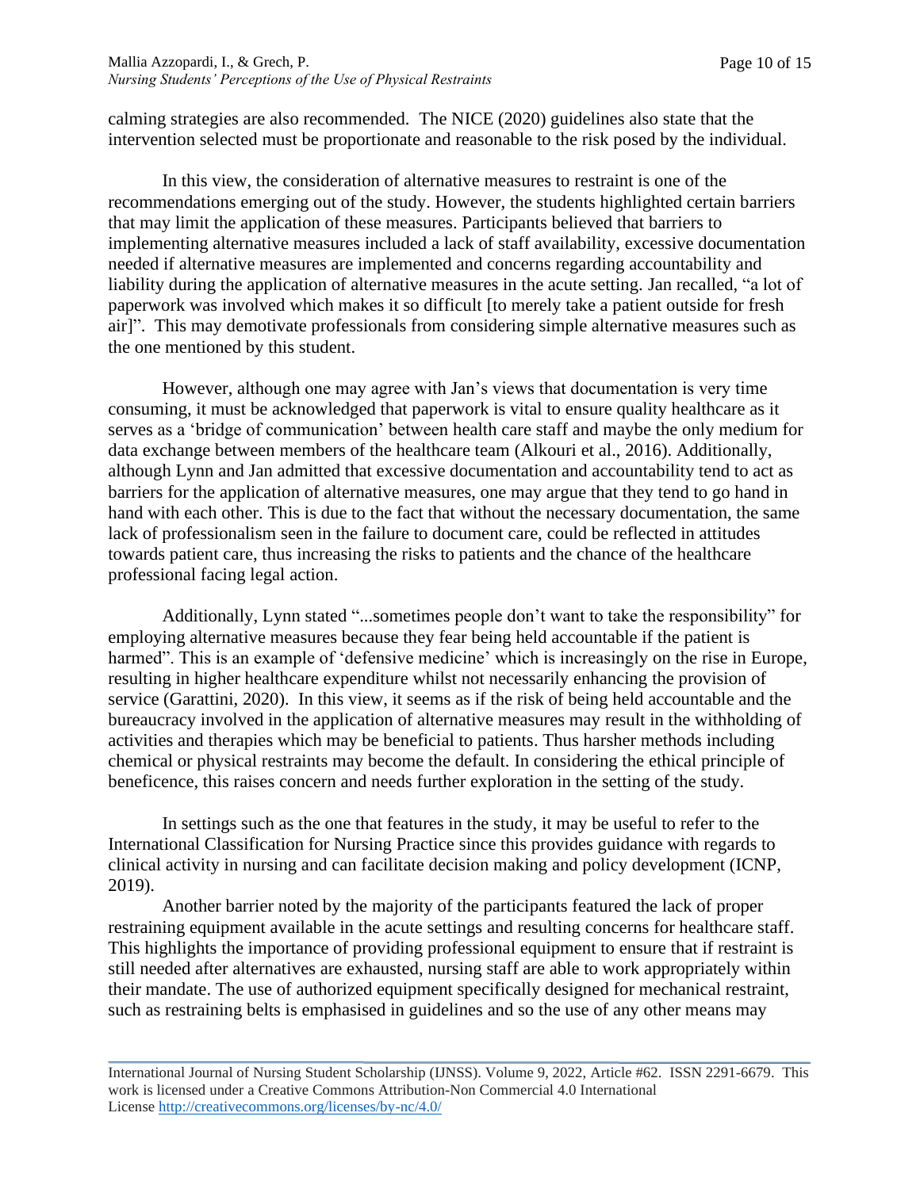calming strategies are also recommended. The NICE (2020) guidelines also state that the intervention selected must be proportionate and reasonable to the risk posed by the individual.

In this view, the consideration of alternative measures to restraint is one of the recommendations emerging out of the study. However, the students highlighted certain barriers that may limit the application of these measures. Participants believed that barriers to implementing alternative measures included a lack of staff availability, excessive documentation needed if alternative measures are implemented and concerns regarding accountability and liability during the application of alternative measures in the acute setting. Jan recalled, "a lot of paperwork was involved which makes it so difficult [to merely take a patient outside for fresh air]". This may demotivate professionals from considering simple alternative measures such as the one mentioned by this student.

However, although one may agree with Jan's views that documentation is very time consuming, it must be acknowledged that paperwork is vital to ensure quality healthcare as it serves as a 'bridge of communication' between health care staff and maybe the only medium for data exchange between members of the healthcare team (Alkouri et al., 2016). Additionally, although Lynn and Jan admitted that excessive documentation and accountability tend to act as barriers for the application of alternative measures, one may argue that they tend to go hand in hand with each other. This is due to the fact that without the necessary documentation, the same lack of professionalism seen in the failure to document care, could be reflected in attitudes towards patient care, thus increasing the risks to patients and the chance of the healthcare professional facing legal action.

Additionally, Lynn stated "...sometimes people don't want to take the responsibility" for employing alternative measures because they fear being held accountable if the patient is harmed". This is an example of 'defensive medicine' which is increasingly on the rise in Europe, resulting in higher healthcare expenditure whilst not necessarily enhancing the provision of service (Garattini, 2020). In this view, it seems as if the risk of being held accountable and the bureaucracy involved in the application of alternative measures may result in the withholding of activities and therapies which may be beneficial to patients. Thus harsher methods including chemical or physical restraints may become the default. In considering the ethical principle of beneficence, this raises concern and needs further exploration in the setting of the study.

In settings such as the one that features in the study, it may be useful to refer to the International Classification for Nursing Practice since this provides guidance with regards to clinical activity in nursing and can facilitate decision making and policy development (ICNP, 2019).

Another barrier noted by the majority of the participants featured the lack of proper restraining equipment available in the acute settings and resulting concerns for healthcare staff. This highlights the importance of providing professional equipment to ensure that if restraint is still needed after alternatives are exhausted, nursing staff are able to work appropriately within their mandate. The use of authorized equipment specifically designed for mechanical restraint, such as restraining belts is emphasised in guidelines and so the use of any other means may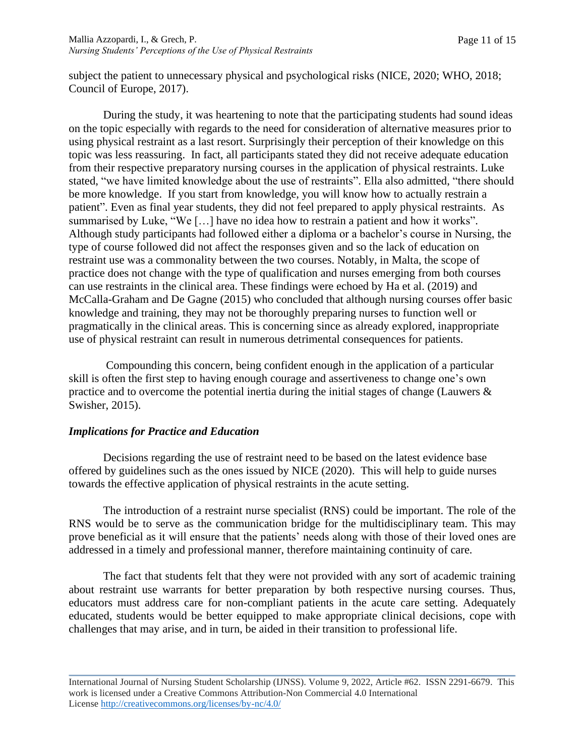subject the patient to unnecessary physical and psychological risks (NICE, 2020; WHO, 2018; Council of Europe, 2017).

During the study, it was heartening to note that the participating students had sound ideas on the topic especially with regards to the need for consideration of alternative measures prior to using physical restraint as a last resort. Surprisingly their perception of their knowledge on this topic was less reassuring. In fact, all participants stated they did not receive adequate education from their respective preparatory nursing courses in the application of physical restraints. Luke stated, "we have limited knowledge about the use of restraints". Ella also admitted, "there should be more knowledge. If you start from knowledge, you will know how to actually restrain a patient". Even as final year students, they did not feel prepared to apply physical restraints. As summarised by Luke, "We […] have no idea how to restrain a patient and how it works". Although study participants had followed either a diploma or a bachelor's course in Nursing, the type of course followed did not affect the responses given and so the lack of education on restraint use was a commonality between the two courses. Notably, in Malta, the scope of practice does not change with the type of qualification and nurses emerging from both courses can use restraints in the clinical area. These findings were echoed by Ha et al. (2019) and McCalla-Graham and De Gagne (2015) who concluded that although nursing courses offer basic knowledge and training, they may not be thoroughly preparing nurses to function well or pragmatically in the clinical areas. This is concerning since as already explored, inappropriate use of physical restraint can result in numerous detrimental consequences for patients.

Compounding this concern, being confident enough in the application of a particular skill is often the first step to having enough courage and assertiveness to change one's own practice and to overcome the potential inertia during the initial stages of change (Lauwers & Swisher, 2015).

### *Implications for Practice and Education*

Decisions regarding the use of restraint need to be based on the latest evidence base offered by guidelines such as the ones issued by NICE (2020). This will help to guide nurses towards the effective application of physical restraints in the acute setting.

The introduction of a restraint nurse specialist (RNS) could be important. The role of the RNS would be to serve as the communication bridge for the multidisciplinary team. This may prove beneficial as it will ensure that the patients' needs along with those of their loved ones are addressed in a timely and professional manner, therefore maintaining continuity of care.

The fact that students felt that they were not provided with any sort of academic training about restraint use warrants for better preparation by both respective nursing courses. Thus, educators must address care for non-compliant patients in the acute care setting. Adequately educated, students would be better equipped to make appropriate clinical decisions, cope with challenges that may arise, and in turn, be aided in their transition to professional life.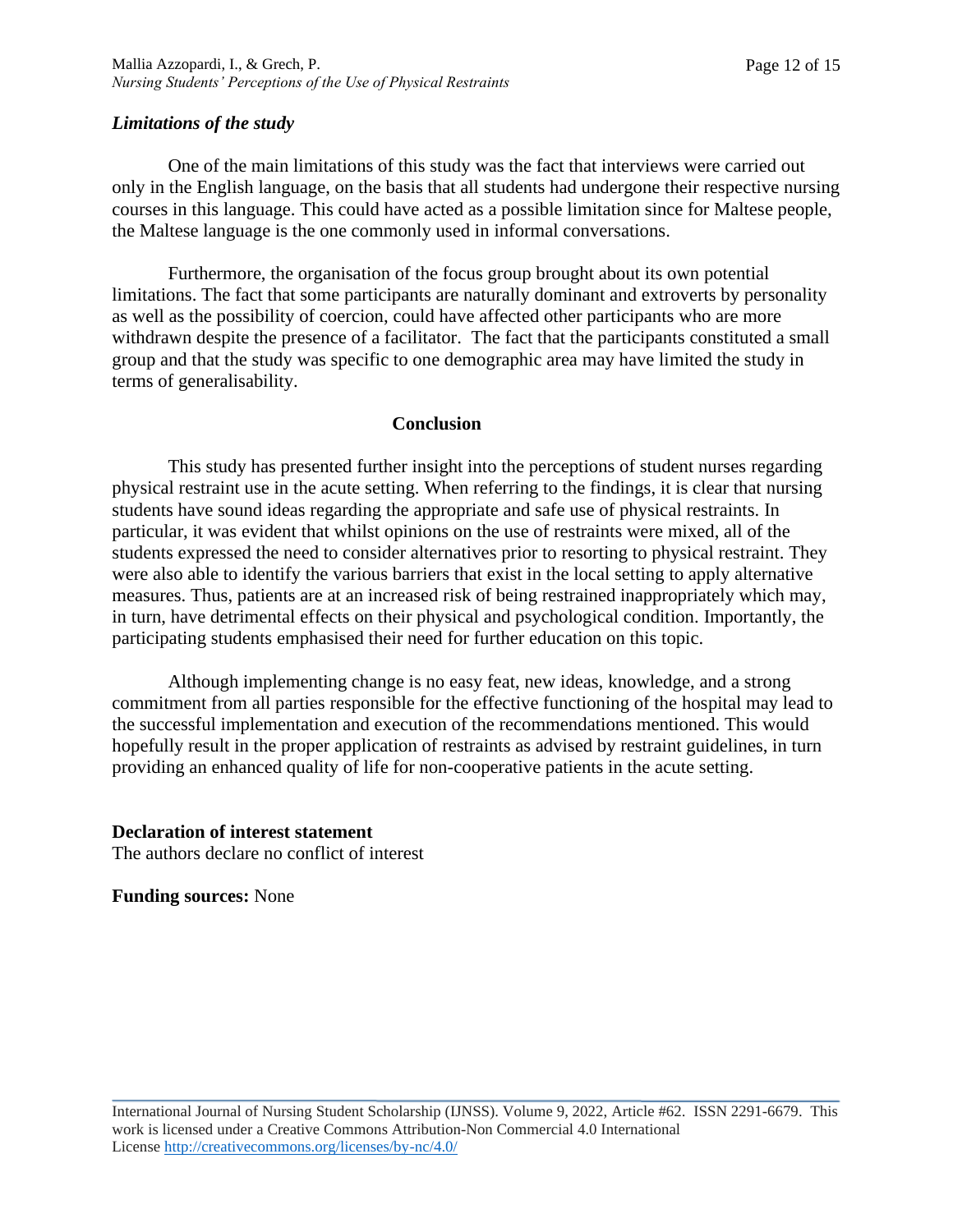### *Limitations of the study*

One of the main limitations of this study was the fact that interviews were carried out only in the English language, on the basis that all students had undergone their respective nursing courses in this language. This could have acted as a possible limitation since for Maltese people, the Maltese language is the one commonly used in informal conversations.

Furthermore, the organisation of the focus group brought about its own potential limitations. The fact that some participants are naturally dominant and extroverts by personality as well as the possibility of coercion, could have affected other participants who are more withdrawn despite the presence of a facilitator. The fact that the participants constituted a small group and that the study was specific to one demographic area may have limited the study in terms of generalisability.

## Conclusion

This study has presented further insight into the perceptions of student nurses regarding physical restraint use in the acute setting. When referring to the findings, it is clear that nursing students have sound ideas regarding the appropriate and safe use of physical restraints. In particular, it was evident that whilst opinions on the use of restraints were mixed, all of the students expressed the need to consider alternatives prior to resorting to physical restraint. They were also able to identify the various barriers that exist in the local setting to apply alternative measures. Thus, patients are at an increased risk of being restrained inappropriately which may, in turn, have detrimental effects on their physical and psychological condition. Importantly, the participating students emphasised their need for further education on this topic.

Although implementing change is no easy feat, new ideas, knowledge, and a strong commitment from all parties responsible for the effective functioning of the hospital may lead to the successful implementation and execution of the recommendations mentioned. This would hopefully result in the proper application of restraints as advised by restraint guidelines, in turn providing an enhanced quality of life for non-cooperative patients in the acute setting.

**Declaration of interest statement**
The authors declare no conflict of interest

**Funding sources:** None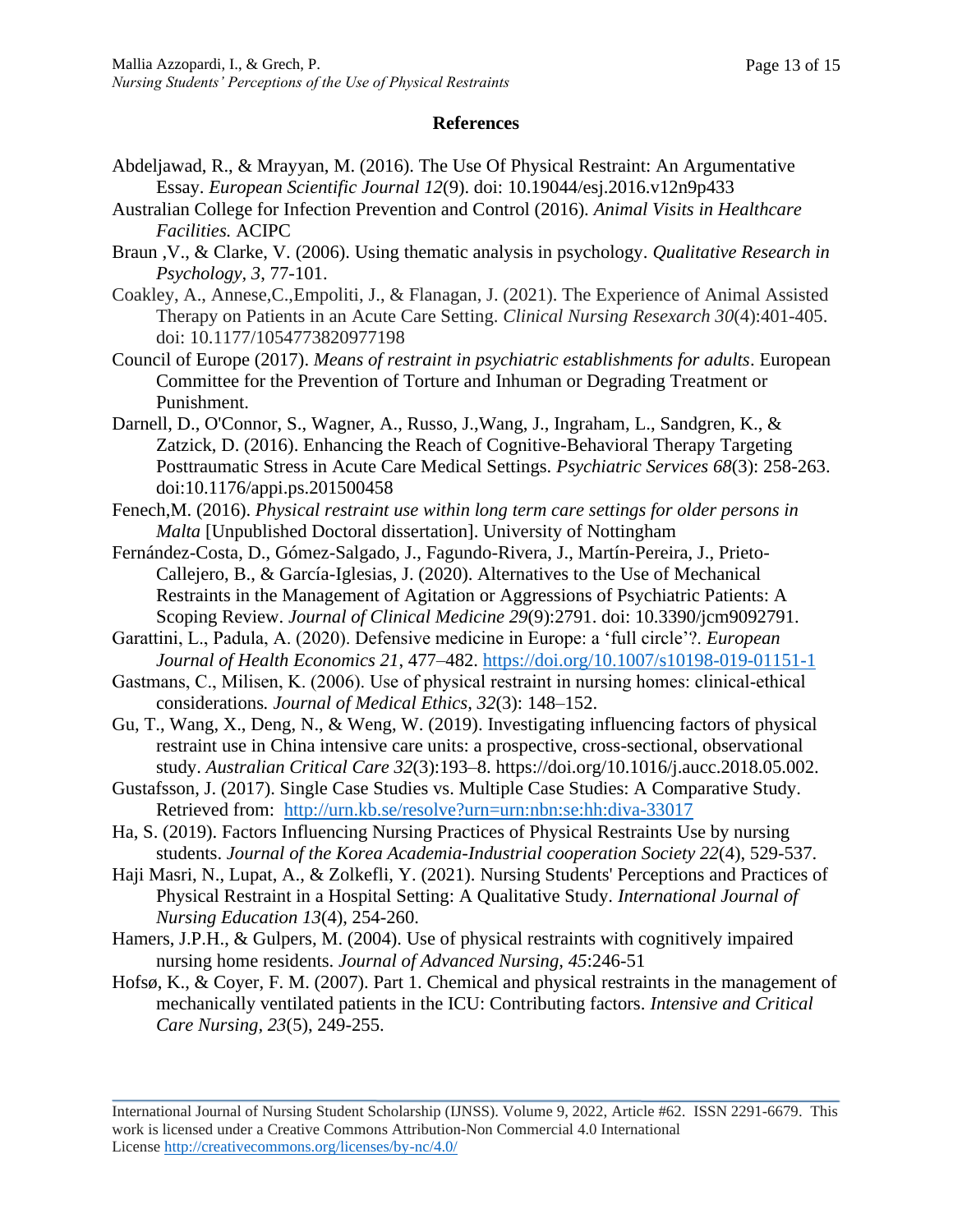## References

Abdeljawad, R., & Mrayyan, M. (2016). The Use Of Physical Restraint: An Argumentative Essay. *European Scientific Journal 12*(9). doi: 10.19044/esj.2016.v12n9p433

Australian College for Infection Prevention and Control (2016). *Animal Visits in Healthcare Facilities.* ACIPC

Braun ,V., & Clarke, V. (2006). Using thematic analysis in psychology. *Qualitative Research in Psychology, 3*, 77-101.

Coakley, A., Annese,C.,Empoliti, J., & Flanagan, J. (2021). The Experience of Animal Assisted Therapy on Patients in an Acute Care Setting. *Clinical Nursing Resexarch 30*(4):401-405. doi: 10.1177/1054773820977198

Council of Europe (2017). *Means of restraint in psychiatric establishments for adults*. European Committee for the Prevention of Torture and Inhuman or Degrading Treatment or Punishment.

Darnell, D., O'Connor, S., Wagner, A., Russo, J.,Wang, J., Ingraham, L., Sandgren, K., & Zatzick, D. (2016). Enhancing the Reach of Cognitive-Behavioral Therapy Targeting Posttraumatic Stress in Acute Care Medical Settings. *Psychiatric Services 68*(3): 258-263. doi:10.1176/appi.ps.201500458

Fenech,M. (2016). *Physical restraint use within long term care settings for older persons in Malta* [Unpublished Doctoral dissertation]. University of Nottingham

Fernández-Costa, D., Gómez-Salgado, J., Fagundo-Rivera, J., Martín-Pereira, J., Prieto-Callejero, B., & García-Iglesias, J. (2020). Alternatives to the Use of Mechanical Restraints in the Management of Agitation or Aggressions of Psychiatric Patients: A Scoping Review. *Journal of Clinical Medicine 29*(9):2791. doi: 10.3390/jcm9092791.

Garattini, L., Padula, A. (2020). Defensive medicine in Europe: a 'full circle'?. *European Journal of Health Economics 21*, 477–482. https://doi.org/10.1007/s10198-019-01151-1

Gastmans, C., Milisen, K. (2006). Use of physical restraint in nursing homes: clinical-ethical considerations*. Journal of Medical Ethics, 32*(3): 148–152.

Gu, T., Wang, X., Deng, N., & Weng, W. (2019). Investigating influencing factors of physical restraint use in China intensive care units: a prospective, cross-sectional, observational study. *Australian Critical Care 32*(3):193–8. https://doi.org/10.1016/j.aucc.2018.05.002.

Gustafsson, J. (2017). Single Case Studies vs. Multiple Case Studies: A Comparative Study. Retrieved from: http://urn.kb.se/resolve?urn=urn:nbn:se:hh:diva-33017

Ha, S. (2019). Factors Influencing Nursing Practices of Physical Restraints Use by nursing students. *Journal of the Korea Academia-Industrial cooperation Society 22*(4), 529-537.

Haji Masri, N., Lupat, A., & Zolkefli, Y. (2021). Nursing Students' Perceptions and Practices of Physical Restraint in a Hospital Setting: A Qualitative Study. *International Journal of Nursing Education 13*(4), 254-260.

Hamers, J.P.H., & Gulpers, M. (2004). Use of physical restraints with cognitively impaired nursing home residents. *Journal of Advanced Nursing, 45*:246-51

Hofsø, K., & Coyer, F. M. (2007). Part 1. Chemical and physical restraints in the management of mechanically ventilated patients in the ICU: Contributing factors. *Intensive and Critical Care Nursing, 23*(5), 249-255.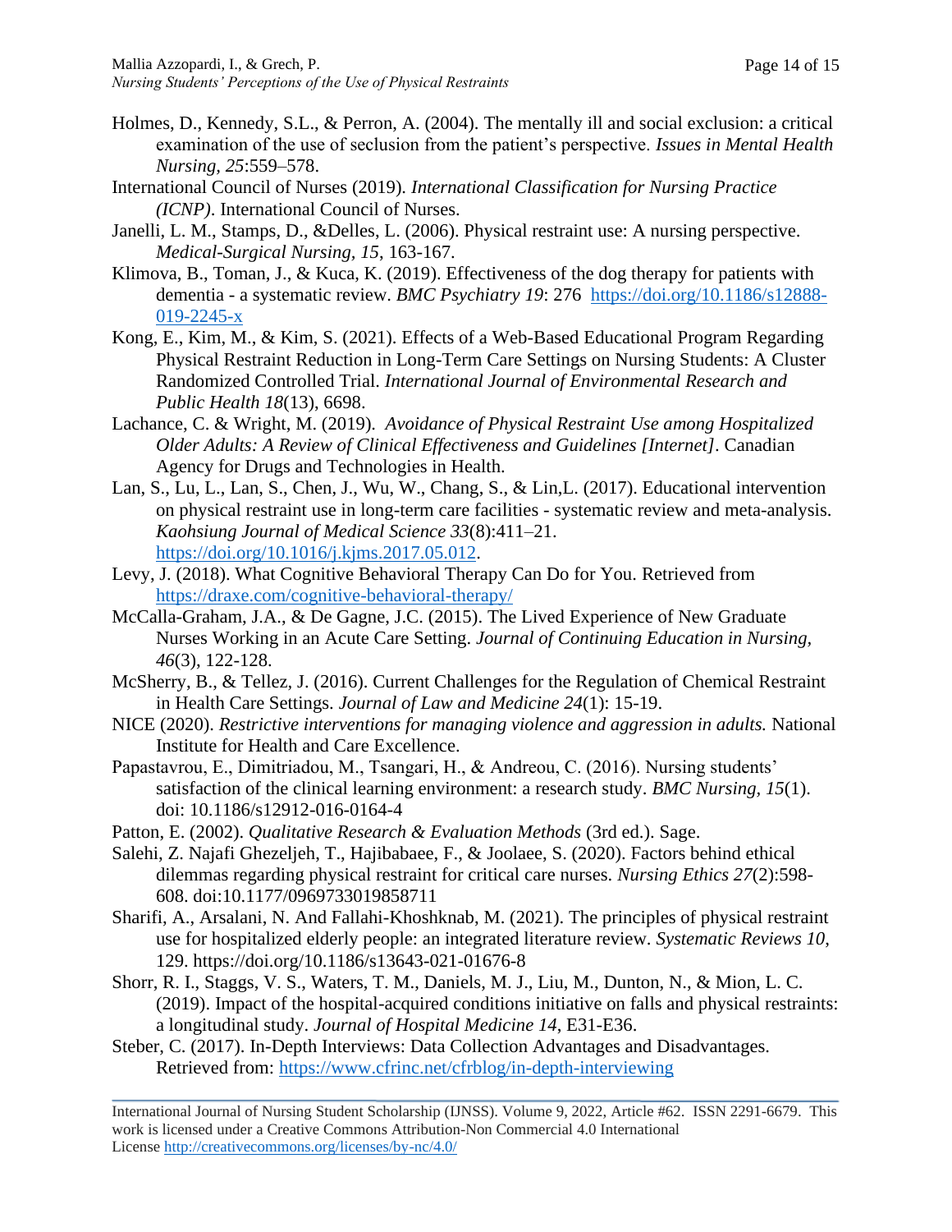Holmes, D., Kennedy, S.L., & Perron, A. (2004). The mentally ill and social exclusion: a critical examination of the use of seclusion from the patient's perspective. *Issues in Mental Health Nursing, 25*:559–578.

International Council of Nurses (2019). *International Classification for Nursing Practice (ICNP)*. International Council of Nurses.

Janelli, L. M., Stamps, D., &Delles, L. (2006). Physical restraint use: A nursing perspective. *Medical-Surgical Nursing, 15*, 163-167.

Klimova, B., Toman, J., & Kuca, K. (2019). Effectiveness of the dog therapy for patients with dementia - a systematic review. *BMC Psychiatry 19*: 276 https://doi.org/10.1186/s12888-019-2245-x

Kong, E., Kim, M., & Kim, S. (2021). Effects of a Web-Based Educational Program Regarding Physical Restraint Reduction in Long-Term Care Settings on Nursing Students: A Cluster Randomized Controlled Trial. *International Journal of Environmental Research and Public Health 18*(13), 6698.

Lachance, C. & Wright, M. (2019). *Avoidance of Physical Restraint Use among Hospitalized Older Adults: A Review of Clinical Effectiveness and Guidelines [Internet]*. Canadian Agency for Drugs and Technologies in Health.

Lan, S., Lu, L., Lan, S., Chen, J., Wu, W., Chang, S., & Lin,L. (2017). Educational intervention on physical restraint use in long-term care facilities - systematic review and meta-analysis. *Kaohsiung Journal of Medical Science 33*(8):411–21. https://doi.org/10.1016/j.kjms.2017.05.012.

Levy, J. (2018). What Cognitive Behavioral Therapy Can Do for You. Retrieved from https://draxe.com/cognitive-behavioral-therapy/

McCalla-Graham, J.A., & De Gagne, J.C. (2015). The Lived Experience of New Graduate Nurses Working in an Acute Care Setting. *Journal of Continuing Education in Nursing, 46*(3), 122-128.

McSherry, B., & Tellez, J. (2016). Current Challenges for the Regulation of Chemical Restraint in Health Care Settings. *Journal of Law and Medicine 24*(1): 15-19.

NICE (2020). *Restrictive interventions for managing violence and aggression in adults.* National Institute for Health and Care Excellence.

Papastavrou, E., Dimitriadou, M., Tsangari, H., & Andreou, C. (2016). Nursing students' satisfaction of the clinical learning environment: a research study. *BMC Nursing, 15*(1). doi: 10.1186/s12912-016-0164-4

Patton, E. (2002). *Qualitative Research & Evaluation Methods* (3rd ed.). Sage.

Salehi, Z. Najafi Ghezeljeh, T., Hajibabaee, F., & Joolaee, S. (2020). Factors behind ethical dilemmas regarding physical restraint for critical care nurses. *Nursing Ethics 27*(2):598-608. doi:10.1177/0969733019858711

Sharifi, A., Arsalani, N. And Fallahi-Khoshknab, M. (2021). The principles of physical restraint use for hospitalized elderly people: an integrated literature review. *Systematic Reviews 10*, 129. https://doi.org/10.1186/s13643-021-01676-8

Shorr, R. I., Staggs, V. S., Waters, T. M., Daniels, M. J., Liu, M., Dunton, N., & Mion, L. C. (2019). Impact of the hospital-acquired conditions initiative on falls and physical restraints: a longitudinal study. *Journal of Hospital Medicine 14*, E31-E36.

Steber, C. (2017). In-Depth Interviews: Data Collection Advantages and Disadvantages. Retrieved from: https://www.cfrinc.net/cfrblog/in-depth-interviewing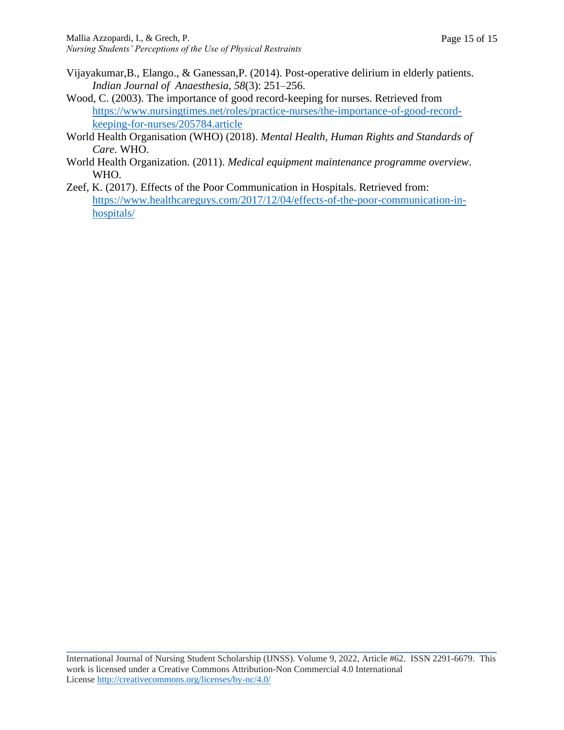Vijayakumar,B., Elango., & Ganessan,P. (2014). Post-operative delirium in elderly patients. *Indian Journal of Anaesthesia*, *58*(3): 251–256.

Wood, C. (2003). The importance of good record-keeping for nurses. Retrieved from https://www.nursingtimes.net/roles/practice-nurses/the-importance-of-good-record-keeping-for-nurses/205784.article

World Health Organisation (WHO) (2018). *Mental Health, Human Rights and Standards of Care*. WHO.

World Health Organization. (2011). *Medical equipment maintenance programme overview*. WHO.

Zeef, K. (2017). Effects of the Poor Communication in Hospitals. Retrieved from: https://www.healthcareguys.com/2017/12/04/effects-of-the-poor-communication-in-hospitals/